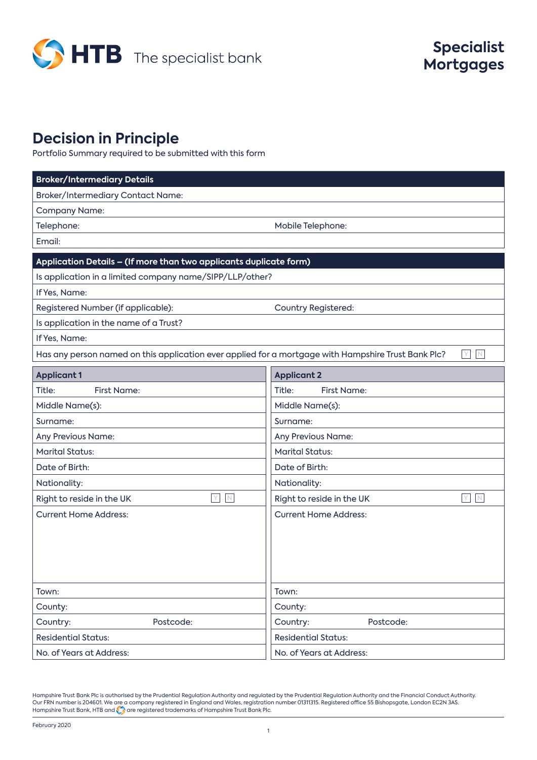HTB The specialist bank

**Specialist Mortgages**

# Decision in Principle

Portfolio Summary required to be submitted with this form

| Broker/Intermediary Details | |
|---|---|
| Broker/Intermediary Contact Name: | |
| Company Name: | |
| Telephone: | Mobile Telephone: |
| Email: | |

| Application Details – (If more than two applicants duplicate form) | |
|---|---|
| Is application in a limited company name/SIPP/LLP/other? | |
| If Yes, Name: | |
| Registered Number (if applicable): | Country Registered: |
| Is application in the name of a Trust? | |
| If Yes, Name: | |
| Has any person named on this application ever applied for a mortgage with Hampshire Trust Bank Plc? | Y N |

| Applicant 1 | | Applicant 2 | |
|---|---|---|---|
| Title: | First Name: | Title: | First Name: |
| Middle Name(s): | | Middle Name(s): | |
| Surname: | | Surname: | |
| Any Previous Name: | | Any Previous Name: | |
| Marital Status: | | Marital Status: | |
| Date of Birth: | | Date of Birth: | |
| Nationality: | | Nationality: | |
| Right to reside in the UK | Y N | Right to reside in the UK | Y N |
| Current Home Address: | | Current Home Address: | |
| Town: | | Town: | |
| County: | | County: | |
| Country: | Postcode: | Country: | Postcode: |
| Residential Status: | | Residential Status: | |
| No. of Years at Address: | | No. of Years at Address: | |

Hampshire Trust Bank Plc is authorised by the Prudential Regulation Authority and regulated by the Prudential Regulation Authority and the Financial Conduct Authority. Our FRN number is 204601. We are a company registered in England and Wales, registration number 01311315. Registered office 55 Bishopsgate, London EC2N 3AS. Hampshire Trust Bank, HTB and are registered trademarks of Hampshire Trust Bank Plc.

February 2020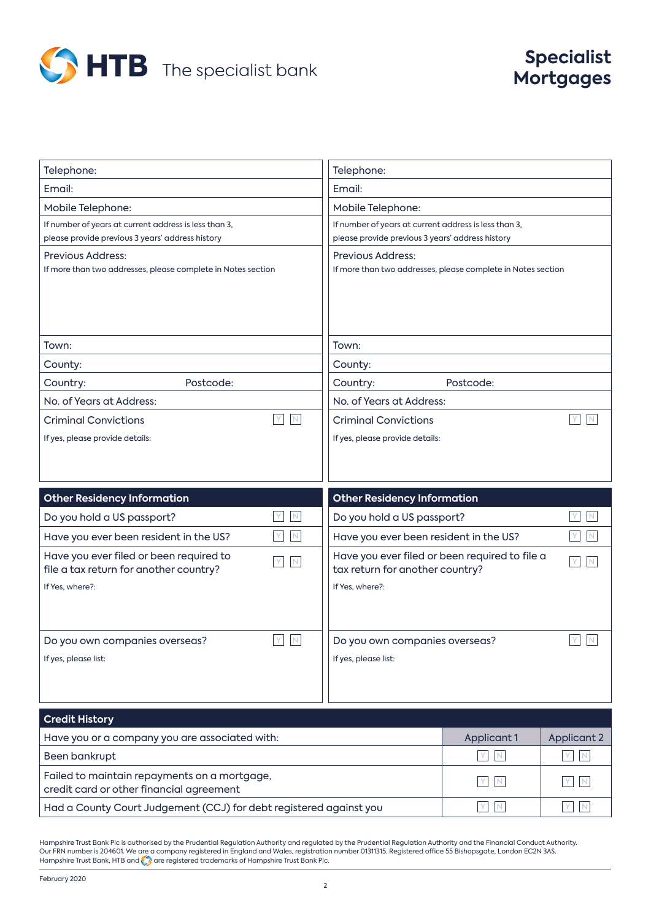# Specialist Mortgages

| Applicant 1 | Applicant 2 |
|---|---|
| Telephone: | Telephone: |
| Email: | Email: |
| Mobile Telephone: | Mobile Telephone: |
| If number of years at current address is less than 3, please provide previous 3 years' address history | If number of years at current address is less than 3, please provide previous 3 years' address history |
| Previous Address: If more than two addresses, please complete in Notes section | Previous Address: If more than two addresses, please complete in Notes section |
| Town: | Town: |
| County: | County: |
| Country: Postcode: | Country: Postcode: |
| No. of Years at Address: | No. of Years at Address: |
| Criminal Convictions Y N | Criminal Convictions Y N |
| If yes, please provide details: | If yes, please provide details: |

## Other Residency Information

| Applicant 1 | Applicant 2 |
|---|---|
| Do you hold a US passport? Y N | Do you hold a US passport? Y N |
| Have you ever been resident in the US? Y N | Have you ever been resident in the US? Y N |
| Have you ever filed or been required to file a tax return for another country? Y N | Have you ever filed or been required to file a tax return for another country? Y N |
| If Yes, where?: | If Yes, where?: |
| Do you own companies overseas? Y N | Do you own companies overseas? Y N |
| If yes, please list: | If yes, please list: |

## Credit History

| Have you or a company you are associated with: | Applicant 1 | Applicant 2 |
|---|---|---|
| Been bankrupt | Y N | Y N |
| Failed to maintain repayments on a mortgage, credit card or other financial agreement | Y N | Y N |
| Had a County Court Judgement (CCJ) for debt registered against you | Y N | Y N |

Hampshire Trust Bank Plc is authorised by the Prudential Regulation Authority and regulated by the Prudential Regulation Authority and the Financial Conduct Authority. Our FRN number is 204601. We are a company registered in England and Wales, registration number 01311315. Registered office 55 Bishopsgate, London EC2N 3AS. Hampshire Trust Bank, HTB and are registered trademarks of Hampshire Trust Bank Plc.

February 2020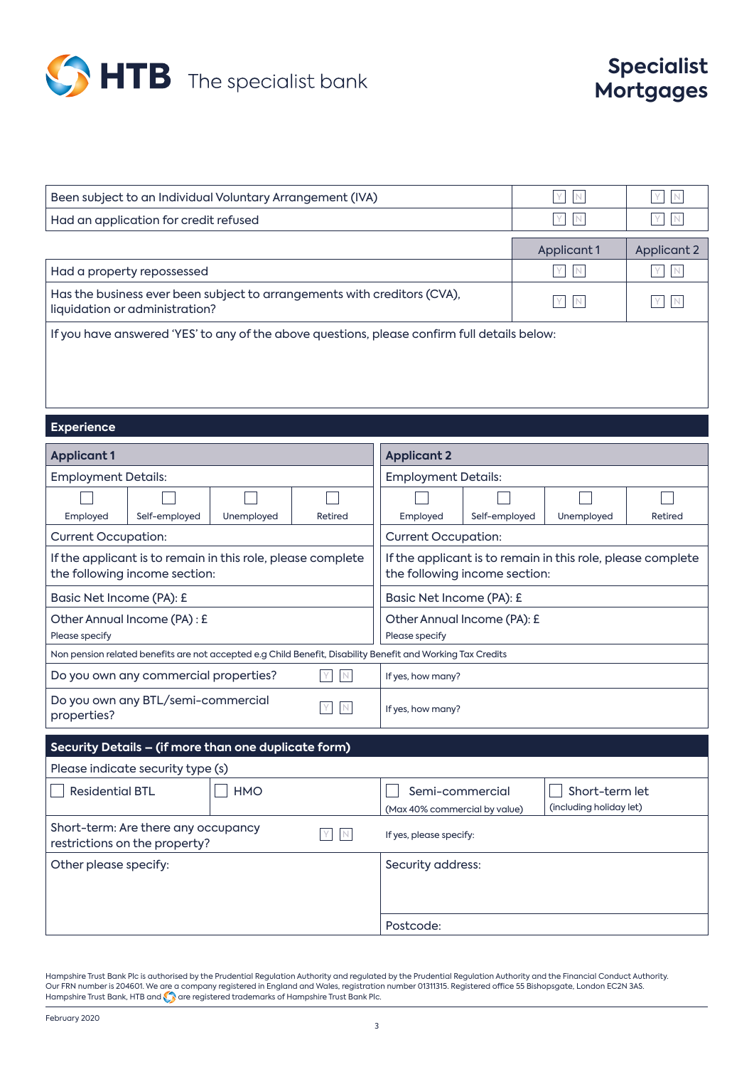| | | |
|---|---|---|
| Been subject to an Individual Voluntary Arrangement (IVA) | Y N | Y N |
| Had an application for credit refused | Y N | Y N |

| | Applicant 1 | Applicant 2 |
|---|---|---|
| Had a property repossessed | Y N | Y N |
| Has the business ever been subject to arrangements with creditors (CVA), liquidation or administration? | Y N | Y N |

If you have answered 'YES' to any of the above questions, please confirm full details below:

## Experience

| Applicant 1 | | | | Applicant 2 | | | |
|---|---|---|---|---|---|---|---|
| Employment Details: | | | | Employment Details: | | | |
| ☐ Employed | ☐ Self-employed | ☐ Unemployed | ☐ Retired | ☐ Employed | ☐ Self-employed | ☐ Unemployed | ☐ Retired |
| Current Occupation: | | | | Current Occupation: | | | |
| If the applicant is to remain in this role, please complete the following income section: | | | | If the applicant is to remain in this role, please complete the following income section: | | | |
| Basic Net Income (PA): £ | | | | Basic Net Income (PA): £ | | | |
| Other Annual Income (PA) : £<br>Please specify | | | | Other Annual Income (PA): £<br>Please specify | | | |

Non pension related benefits are not accepted e.g Child Benefit, Disability Benefit and Working Tax Credits

| | | |
|---|---|---|
| Do you own any commercial properties? | Y N | If yes, how many? |
| Do you own any BTL/semi-commercial properties? | Y N | If yes, how many? |

## Security Details – (if more than one duplicate form)

Please indicate security type (s)

| | | | |
|---|---|---|---|
| ☐ Residential BTL | ☐ HMO | ☐ Semi-commercial<br>(Max 40% commercial by value) | ☐ Short-term let<br>(including holiday let) |

| | | |
|---|---|---|
| Short-term: Are there any occupancy restrictions on the property? | Y N | If yes, please specify: |
| Other please specify: | | Security address: |
| | | Postcode: |

Hampshire Trust Bank Plc is authorised by the Prudential Regulation Authority and regulated by the Prudential Regulation Authority and the Financial Conduct Authority. Our FRN number is 204601. We are a company registered in England and Wales, registration number 01311315. Registered office 55 Bishopsgate, London EC2N 3AS. Hampshire Trust Bank, HTB and are registered trademarks of Hampshire Trust Bank Plc.

February 2020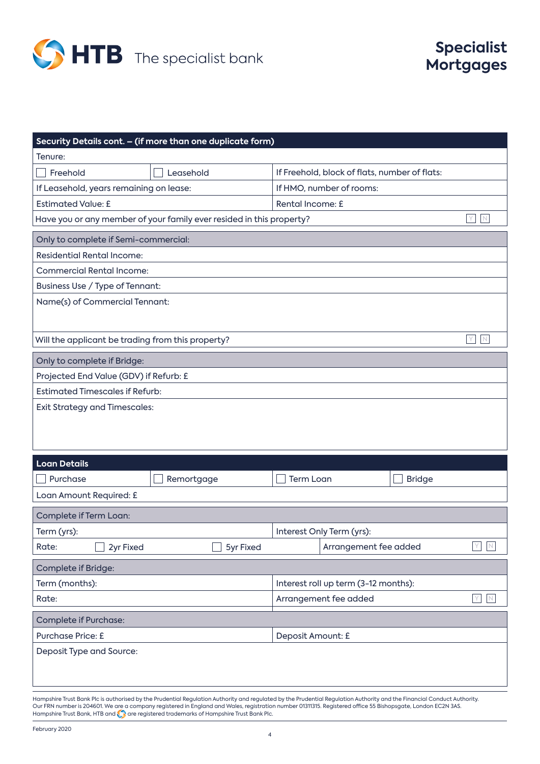| Security Details cont. – (if more than one duplicate form) | | |
|---|---|---|
| Tenure: | | |
| ☐ Freehold | ☐ Leasehold | If Freehold, block of flats, number of flats: |
| If Leasehold, years remaining on lease: | | If HMO, number of rooms: |
| Estimated Value: £ | | Rental Income: £ |
| Have you or any member of your family ever resided in this property? | | Y N |

| Only to complete if Semi-commercial: | |
|---|---|
| Residential Rental Income: | |
| Commercial Rental Income: | |
| Business Use / Type of Tennant: | |
| Name(s) of Commercial Tennant: | |
| Will the applicant be trading from this property? | Y N |

| Only to complete if Bridge: |
|---|
| Projected End Value (GDV) if Refurb: £ |
| Estimated Timescales if Refurb: |
| Exit Strategy and Timescales: |

| Loan Details | | | |
|---|---|---|---|
| ☐ Purchase | ☐ Remortgage | ☐ Term Loan | ☐ Bridge |
| Loan Amount Required: £ | | | |

| Complete if Term Loan: | | | |
|---|---|---|---|
| Term (yrs): | | Interest Only Term (yrs): | |
| Rate: ☐ 2yr Fixed | ☐ 5yr Fixed | Arrangement fee added | Y N |

| Complete if Bridge: | | |
|---|---|---|
| Term (months): | Interest roll up term (3-12 months): | |
| Rate: | Arrangement fee added | Y N |

| Complete if Purchase: | |
|---|---|
| Purchase Price: £ | Deposit Amount: £ |
| Deposit Type and Source: | |

Hampshire Trust Bank Plc is authorised by the Prudential Regulation Authority and regulated by the Prudential Regulation Authority and the Financial Conduct Authority. Our FRN number is 204601. We are a company registered in England and Wales, registration number 01311315. Registered office 55 Bishopsgate, London EC2N 3AS. Hampshire Trust Bank, HTB and are registered trademarks of Hampshire Trust Bank Plc.

February 2020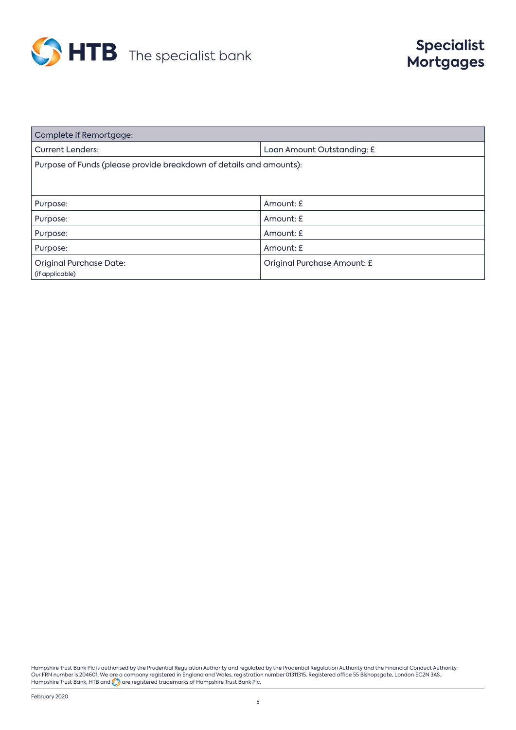| Complete if Remortgage: | |
|---|---|
| Current Lenders: | Loan Amount Outstanding: £ |
| Purpose of Funds (please provide breakdown of details and amounts): | |
| Purpose: | Amount: £ |
| Purpose: | Amount: £ |
| Purpose: | Amount: £ |
| Purpose: | Amount: £ |
| Original Purchase Date: (if applicable) | Original Purchase Amount: £ |

Hampshire Trust Bank Plc is authorised by the Prudential Regulation Authority and regulated by the Prudential Regulation Authority and the Financial Conduct Authority. Our FRN number is 204601. We are a company registered in England and Wales, registration number 01311315. Registered office 55 Bishopsgate, London EC2N 3AS. Hampshire Trust Bank, HTB and are registered trademarks of Hampshire Trust Bank Plc.

February 2020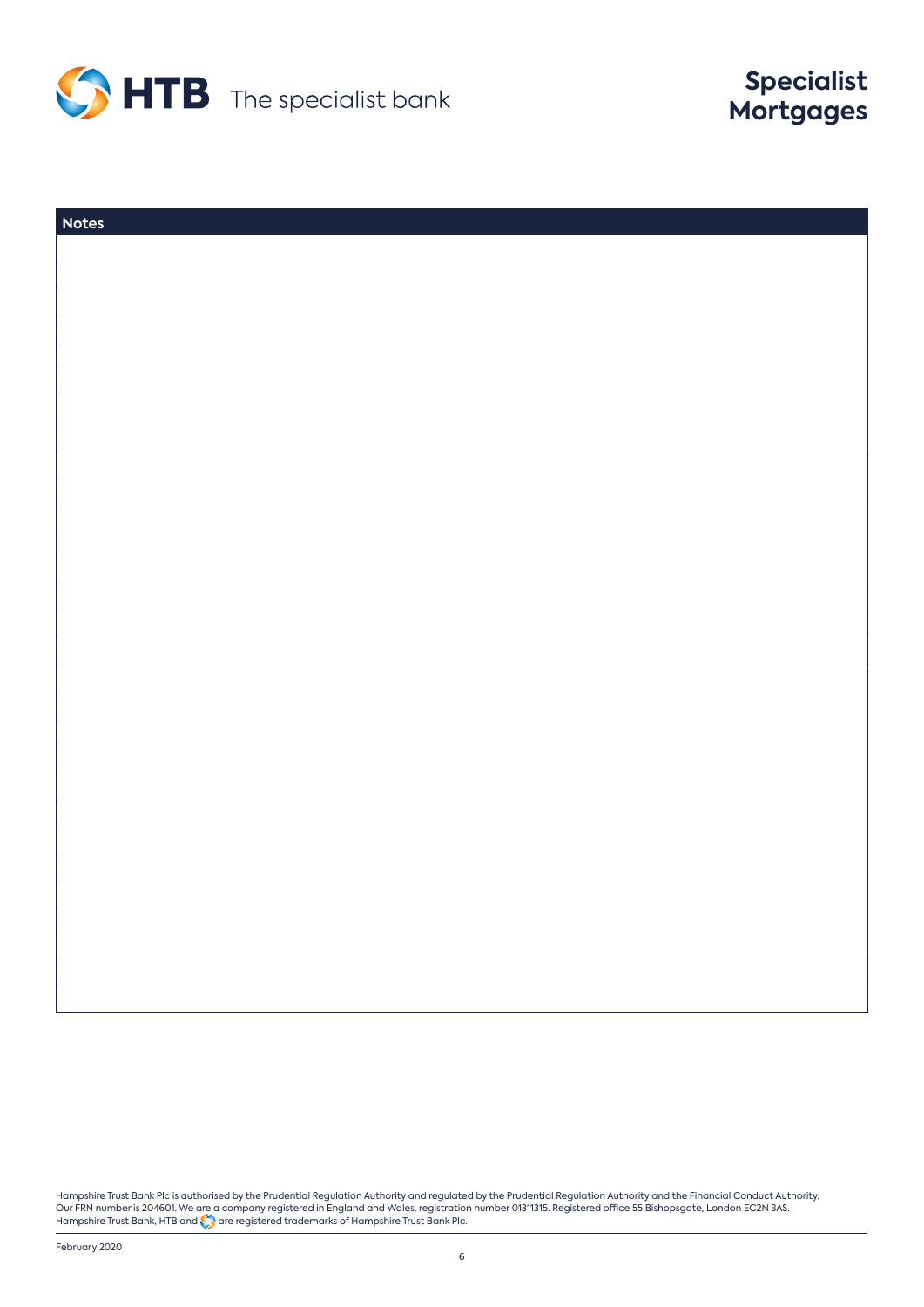## Notes

Hampshire Trust Bank Plc is authorised by the Prudential Regulation Authority and regulated by the Prudential Regulation Authority and the Financial Conduct Authority. Our FRN number is 204601. We are a company registered in England and Wales, registration number 01311315. Registered office 55 Bishopsgate, London EC2N 3AS. Hampshire Trust Bank, HTB and are registered trademarks of Hampshire Trust Bank Plc.

February 2020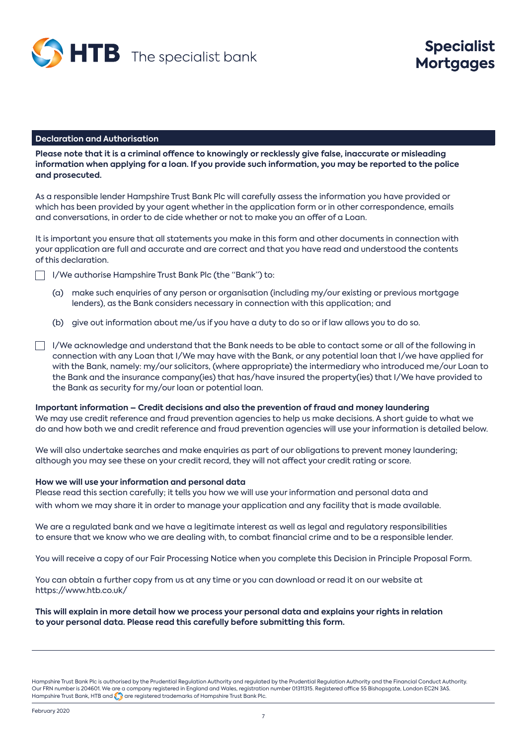**HTB** The specialist bank

# Specialist Mortgages

## Declaration and Authorisation

**Please note that it is a criminal offence to knowingly or recklessly give false, inaccurate or misleading information when applying for a loan. If you provide such information, you may be reported to the police and prosecuted.**

As a responsible lender Hampshire Trust Bank Plc will carefully assess the information you have provided or which has been provided by your agent whether in the application form or in other correspondence, emails and conversations, in order to de cide whether or not to make you an offer of a Loan.

It is important you ensure that all statements you make in this form and other documents in connection with your application are full and accurate and are correct and that you have read and understood the contents of this declaration.

☐ I/We authorise Hampshire Trust Bank Plc (the "Bank") to:

(a) make such enquiries of any person or organisation (including my/our existing or previous mortgage lenders), as the Bank considers necessary in connection with this application; and

(b) give out information about me/us if you have a duty to do so or if law allows you to do so.

☐ I/We acknowledge and understand that the Bank needs to be able to contact some or all of the following in connection with any Loan that I/We may have with the Bank, or any potential loan that I/we have applied for with the Bank, namely: my/our solicitors, (where appropriate) the intermediary who introduced me/our Loan to the Bank and the insurance company(ies) that has/have insured the property(ies) that I/We have provided to the Bank as security for my/our loan or potential loan.

**Important information – Credit decisions and also the prevention of fraud and money laundering**
We may use credit reference and fraud prevention agencies to help us make decisions. A short guide to what we do and how both we and credit reference and fraud prevention agencies will use your information is detailed below.

We will also undertake searches and make enquiries as part of our obligations to prevent money laundering; although you may see these on your credit record, they will not affect your credit rating or score.

**How we will use your information and personal data**
Please read this section carefully; it tells you how we will use your information and personal data and with whom we may share it in order to manage your application and any facility that is made available.

We are a regulated bank and we have a legitimate interest as well as legal and regulatory responsibilities to ensure that we know who we are dealing with, to combat financial crime and to be a responsible lender.

You will receive a copy of our Fair Processing Notice when you complete this Decision in Principle Proposal Form.

You can obtain a further copy from us at any time or you can download or read it on our website at https://www.htb.co.uk/

**This will explain in more detail how we process your personal data and explains your rights in relation to your personal data. Please read this carefully before submitting this form.**

Hampshire Trust Bank Plc is authorised by the Prudential Regulation Authority and regulated by the Prudential Regulation Authority and the Financial Conduct Authority. Our FRN number is 204601. We are a company registered in England and Wales, registration number 01311315. Registered office 55 Bishopsgate, London EC2N 3AS. Hampshire Trust Bank, HTB and the HTB logo are registered trademarks of Hampshire Trust Bank Plc.

February 2020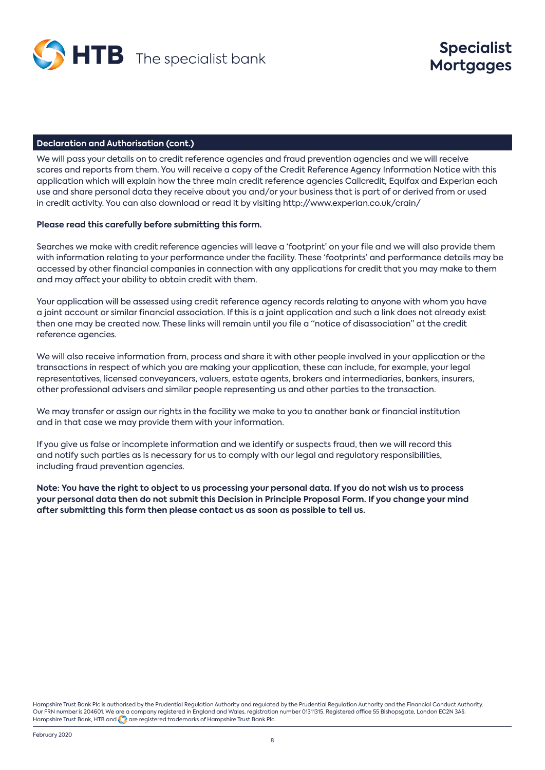## Declaration and Authorisation (cont.)

We will pass your details on to credit reference agencies and fraud prevention agencies and we will receive scores and reports from them. You will receive a copy of the Credit Reference Agency Information Notice with this application which will explain how the three main credit reference agencies Callcredit, Equifax and Experian each use and share personal data they receive about you and/or your business that is part of or derived from or used in credit activity. You can also download or read it by visiting http://www.experian.co.uk/crain/

**Please read this carefully before submitting this form.**

Searches we make with credit reference agencies will leave a 'footprint' on your file and we will also provide them with information relating to your performance under the facility. These 'footprints' and performance details may be accessed by other financial companies in connection with any applications for credit that you may make to them and may affect your ability to obtain credit with them.

Your application will be assessed using credit reference agency records relating to anyone with whom you have a joint account or similar financial association. If this is a joint application and such a link does not already exist then one may be created now. These links will remain until you file a "notice of disassociation" at the credit reference agencies.

We will also receive information from, process and share it with other people involved in your application or the transactions in respect of which you are making your application, these can include, for example, your legal representatives, licensed conveyancers, valuers, estate agents, brokers and intermediaries, bankers, insurers, other professional advisers and similar people representing us and other parties to the transaction.

We may transfer or assign our rights in the facility we make to you to another bank or financial institution and in that case we may provide them with your information.

If you give us false or incomplete information and we identify or suspects fraud, then we will record this and notify such parties as is necessary for us to comply with our legal and regulatory responsibilities, including fraud prevention agencies.

**Note: You have the right to object to us processing your personal data. If you do not wish us to process your personal data then do not submit this Decision in Principle Proposal Form. If you change your mind after submitting this form then please contact us as soon as possible to tell us.**

Hampshire Trust Bank Plc is authorised by the Prudential Regulation Authority and regulated by the Prudential Regulation Authority and the Financial Conduct Authority. Our FRN number is 204601. We are a company registered in England and Wales, registration number 01311315. Registered office 55 Bishopsgate, London EC2N 3AS. Hampshire Trust Bank, HTB and are registered trademarks of Hampshire Trust Bank Plc.

February 2020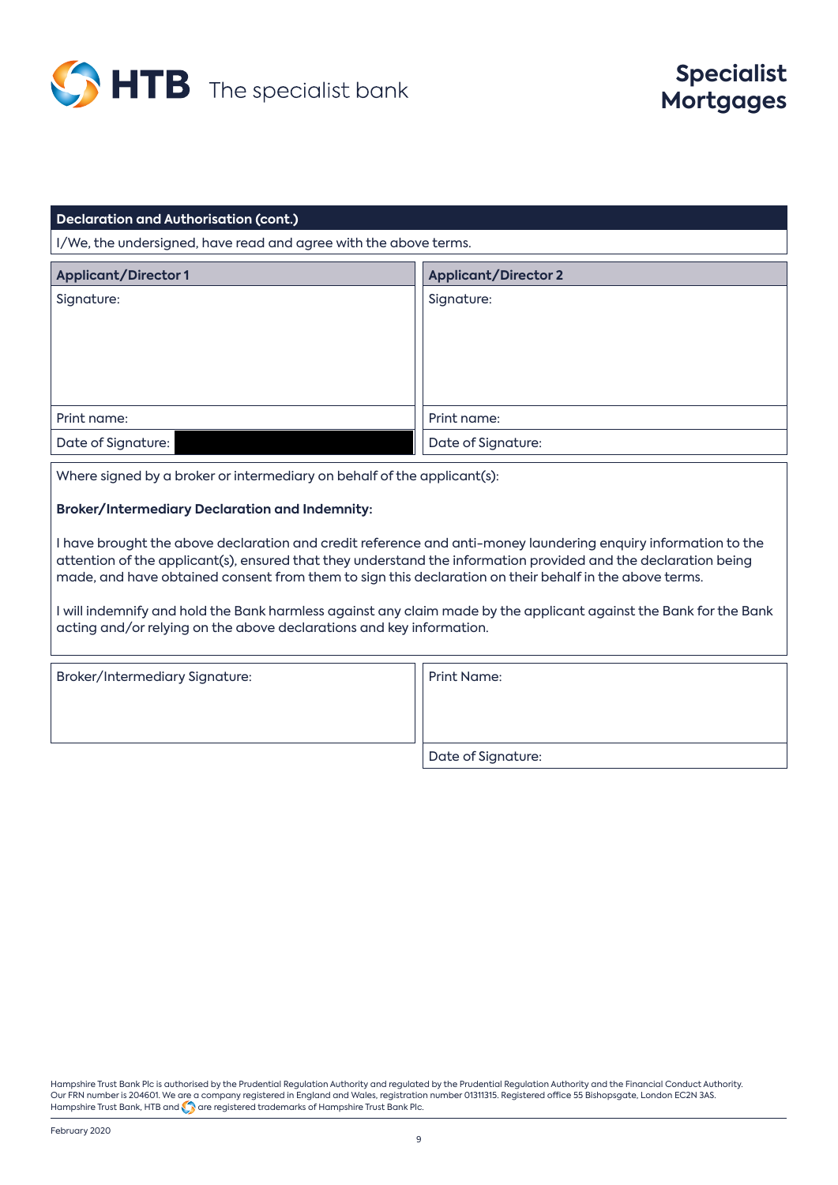## Declaration and Authorisation (cont.)

I/We, the undersigned, have read and agree with the above terms.

| Applicant/Director 1 | Applicant/Director 2 |
|---|---|
| Signature: | Signature: |
| Print name: | Print name: |
| Date of Signature: | Date of Signature: |

Where signed by a broker or intermediary on behalf of the applicant(s):

**Broker/Intermediary Declaration and Indemnity:**

I have brought the above declaration and credit reference and anti-money laundering enquiry information to the attention of the applicant(s), ensured that they understand the information provided and the declaration being made, and have obtained consent from them to sign this declaration on their behalf in the above terms.

I will indemnify and hold the Bank harmless against any claim made by the applicant against the Bank for the Bank acting and/or relying on the above declarations and key information.

| | |
|---|---|
| Broker/Intermediary Signature: | Print Name: |
| | Date of Signature: |

Hampshire Trust Bank Plc is authorised by the Prudential Regulation Authority and regulated by the Prudential Regulation Authority and the Financial Conduct Authority. Our FRN number is 204601. We are a company registered in England and Wales, registration number 01311315. Registered office 55 Bishopsgate, London EC2N 3AS. Hampshire Trust Bank, HTB and are registered trademarks of Hampshire Trust Bank Plc.

February 2020